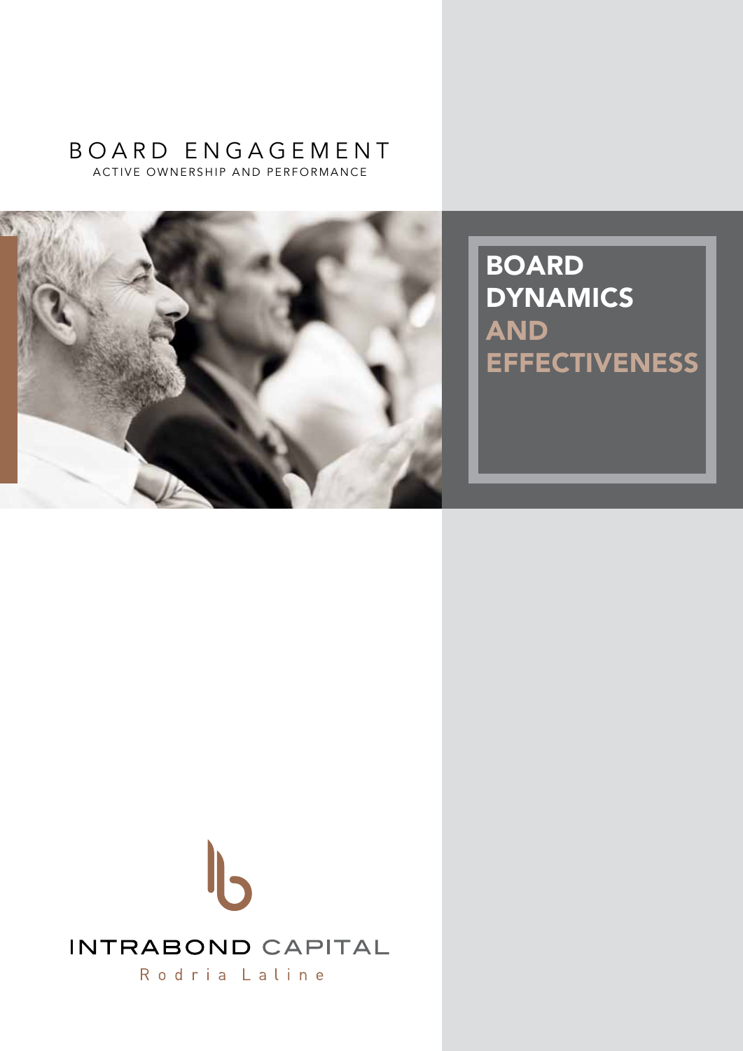BOARD ENGAGEMENT

ACTIVE OWNERSHIP AND PERFORMANCE

# BOARD DYNAMICS AND EFFECTIVENESS

INTRABOND CAPITAL

Rodria Laline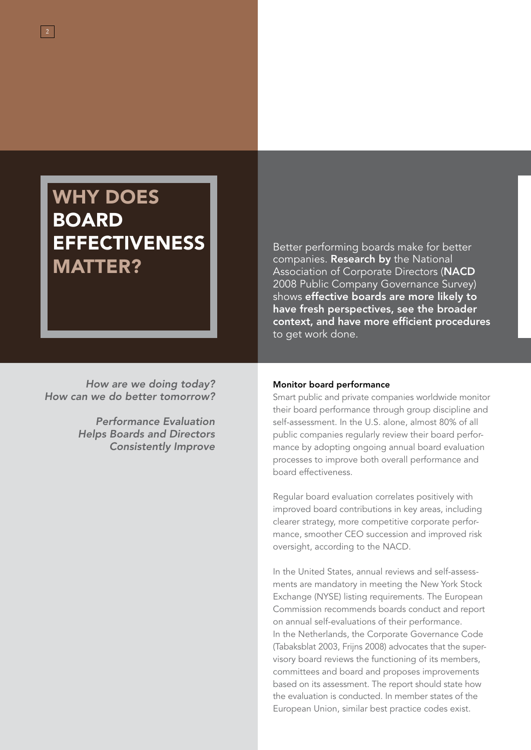# WHY DOES BOARD EFFECTIVENESS MATTER?

Better performing boards make for better companies. **Research by** the National Association of Corporate Directors (**NACD** 2008 Public Company Governance Survey) shows **effective boards are more likely to have fresh perspectives, see the broader context, and have more efficient procedures** to get work done.

*How are we doing today?*
*How can we do better tomorrow?*

*Performance Evaluation Helps Boards and Directors Consistently Improve*

**Monitor board performance**

Smart public and private companies worldwide monitor their board performance through group discipline and self-assessment. In the U.S. alone, almost 80% of all public companies regularly review their board performance by adopting ongoing annual board evaluation processes to improve both overall performance and board effectiveness.

Regular board evaluation correlates positively with improved board contributions in key areas, including clearer strategy, more competitive corporate performance, smoother CEO succession and improved risk oversight, according to the NACD.

In the United States, annual reviews and self-assessments are mandatory in meeting the New York Stock Exchange (NYSE) listing requirements. The European Commission recommends boards conduct and report on annual self-evaluations of their performance. In the Netherlands, the Corporate Governance Code (Tabaksblat 2003, Frijns 2008) advocates that the supervisory board reviews the functioning of its members, committees and board and proposes improvements based on its assessment. The report should state how the evaluation is conducted. In member states of the European Union, similar best practice codes exist.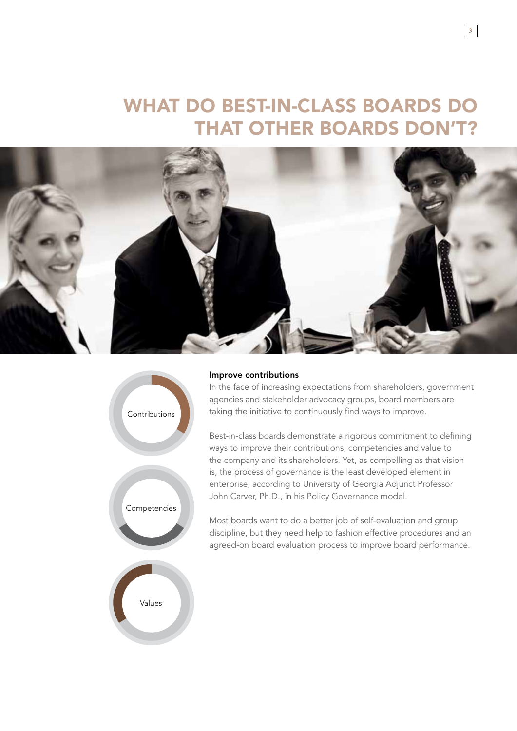# WHAT DO BEST-IN-CLASS BOARDS DO THAT OTHER BOARDS DON'T?

Contributions

Competencies

Values

### Improve contributions

In the face of increasing expectations from shareholders, government agencies and stakeholder advocacy groups, board members are taking the initiative to continuously find ways to improve.

Best-in-class boards demonstrate a rigorous commitment to defining ways to improve their contributions, competencies and value to the company and its shareholders. Yet, as compelling as that vision is, the process of governance is the least developed element in enterprise, according to University of Georgia Adjunct Professor John Carver, Ph.D., in his Policy Governance model.

Most boards want to do a better job of self-evaluation and group discipline, but they need help to fashion effective procedures and an agreed-on board evaluation process to improve board performance.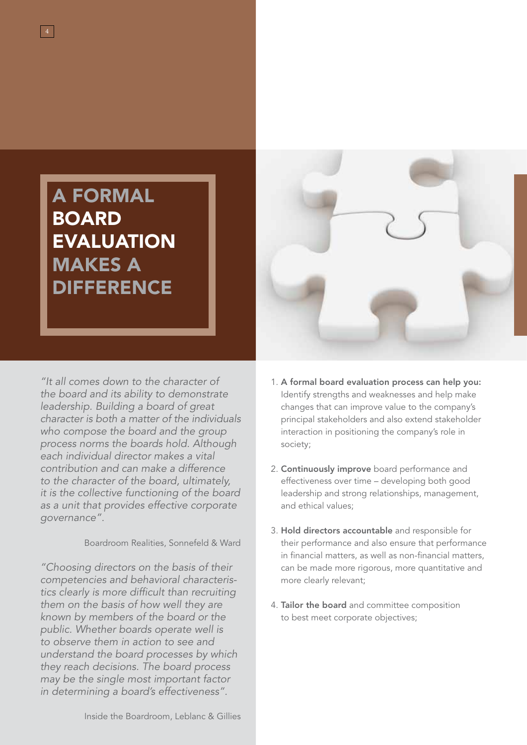# A FORMAL BOARD EVALUATION MAKES A DIFFERENCE

*"It all comes down to the character of the board and its ability to demonstrate leadership. Building a board of great character is both a matter of the individuals who compose the board and the group process norms the boards hold. Although each individual director makes a vital contribution and can make a difference to the character of the board, ultimately, it is the collective functioning of the board as a unit that provides effective corporate governance".*

Boardroom Realities, Sonnefeld & Ward

*"Choosing directors on the basis of their competencies and behavioral characteristics clearly is more difficult than recruiting them on the basis of how well they are known by members of the board or the public. Whether boards operate well is to observe them in action to see and understand the board processes by which they reach decisions. The board process may be the single most important factor in determining a board's effectiveness".*

Inside the Boardroom, Leblanc & Gillies

1. **A formal board evaluation process can help you:** Identify strengths and weaknesses and help make changes that can improve value to the company's principal stakeholders and also extend stakeholder interaction in positioning the company's role in society;
2. **Continuously improve** board performance and effectiveness over time – developing both good leadership and strong relationships, management, and ethical values;
3. **Hold directors accountable** and responsible for their performance and also ensure that performance in financial matters, as well as non-financial matters, can be made more rigorous, more quantitative and more clearly relevant;
4. **Tailor the board** and committee composition to best meet corporate objectives;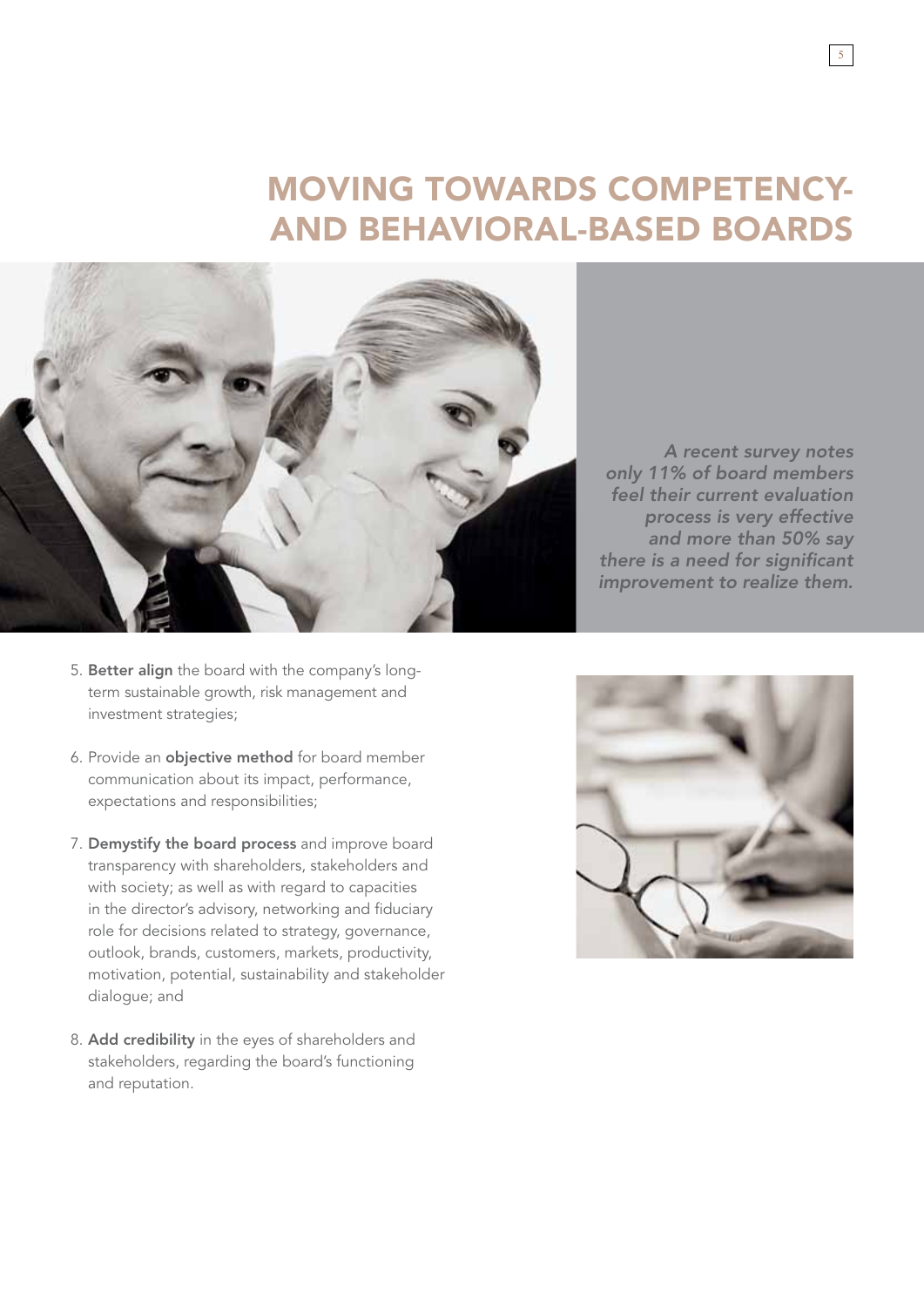# MOVING TOWARDS COMPETENCY- AND BEHAVIORAL-BASED BOARDS

*A recent survey notes only 11% of board members feel their current evaluation process is very effective and more than 50% say there is a need for significant improvement to realize them.*

5. **Better align** the board with the company's long-term sustainable growth, risk management and investment strategies;

6. Provide an **objective method** for board member communication about its impact, performance, expectations and responsibilities;

7. **Demystify the board process** and improve board transparency with shareholders, stakeholders and with society; as well as with regard to capacities in the director's advisory, networking and fiduciary role for decisions related to strategy, governance, outlook, brands, customers, markets, productivity, motivation, potential, sustainability and stakeholder dialogue; and

8. **Add credibility** in the eyes of shareholders and stakeholders, regarding the board's functioning and reputation.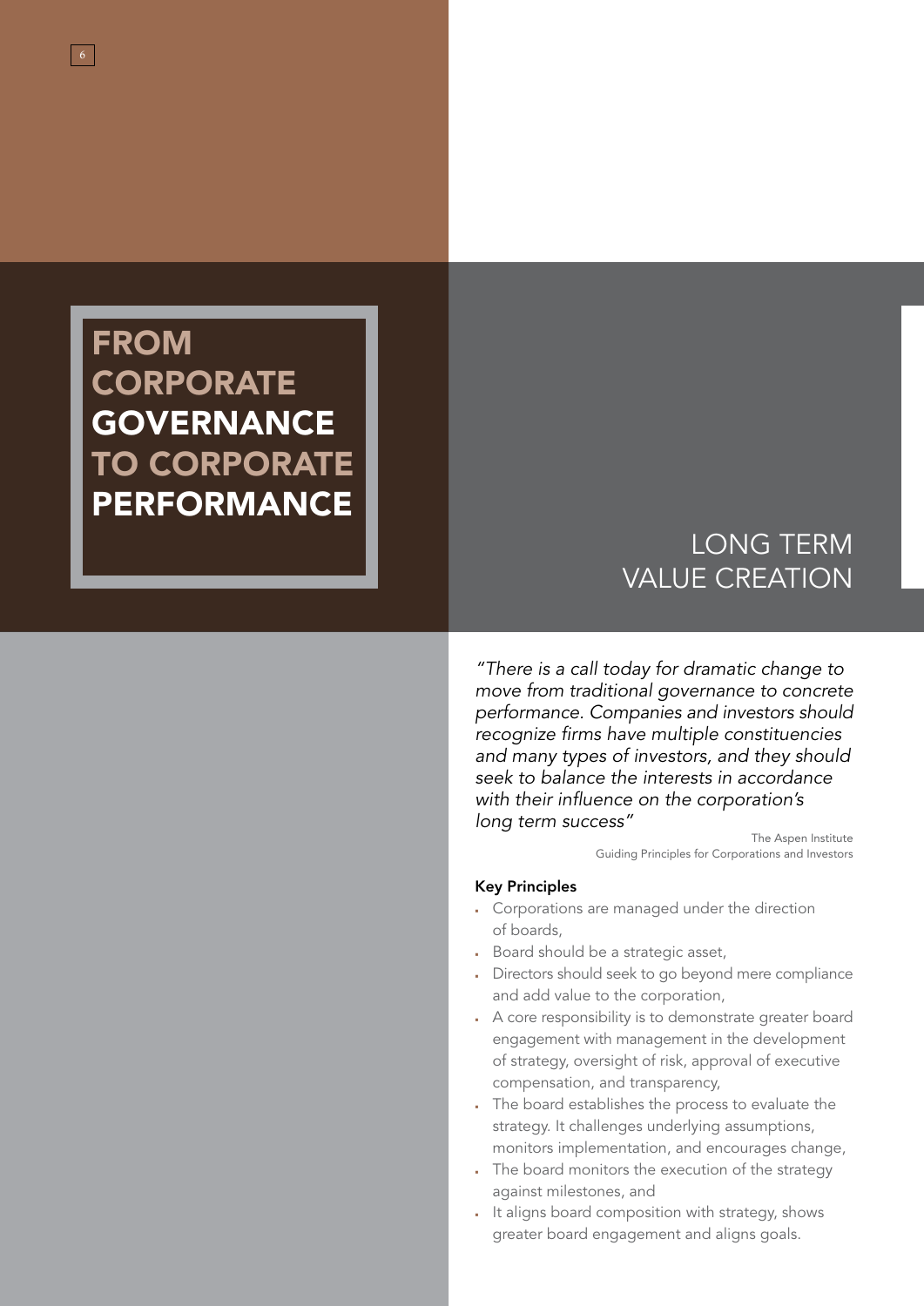# FROM CORPORATE GOVERNANCE TO CORPORATE PERFORMANCE

## LONG TERM VALUE CREATION

*"There is a call today for dramatic change to move from traditional governance to concrete performance. Companies and investors should recognize firms have multiple constituencies and many types of investors, and they should seek to balance the interests in accordance with their influence on the corporation's long term success"*

The Aspen Institute
Guiding Principles for Corporations and Investors

**Key Principles**

- Corporations are managed under the direction of boards,
- Board should be a strategic asset,
- Directors should seek to go beyond mere compliance and add value to the corporation,
- A core responsibility is to demonstrate greater board engagement with management in the development of strategy, oversight of risk, approval of executive compensation, and transparency,
- The board establishes the process to evaluate the strategy. It challenges underlying assumptions, monitors implementation, and encourages change,
- The board monitors the execution of the strategy against milestones, and
- It aligns board composition with strategy, shows greater board engagement and aligns goals.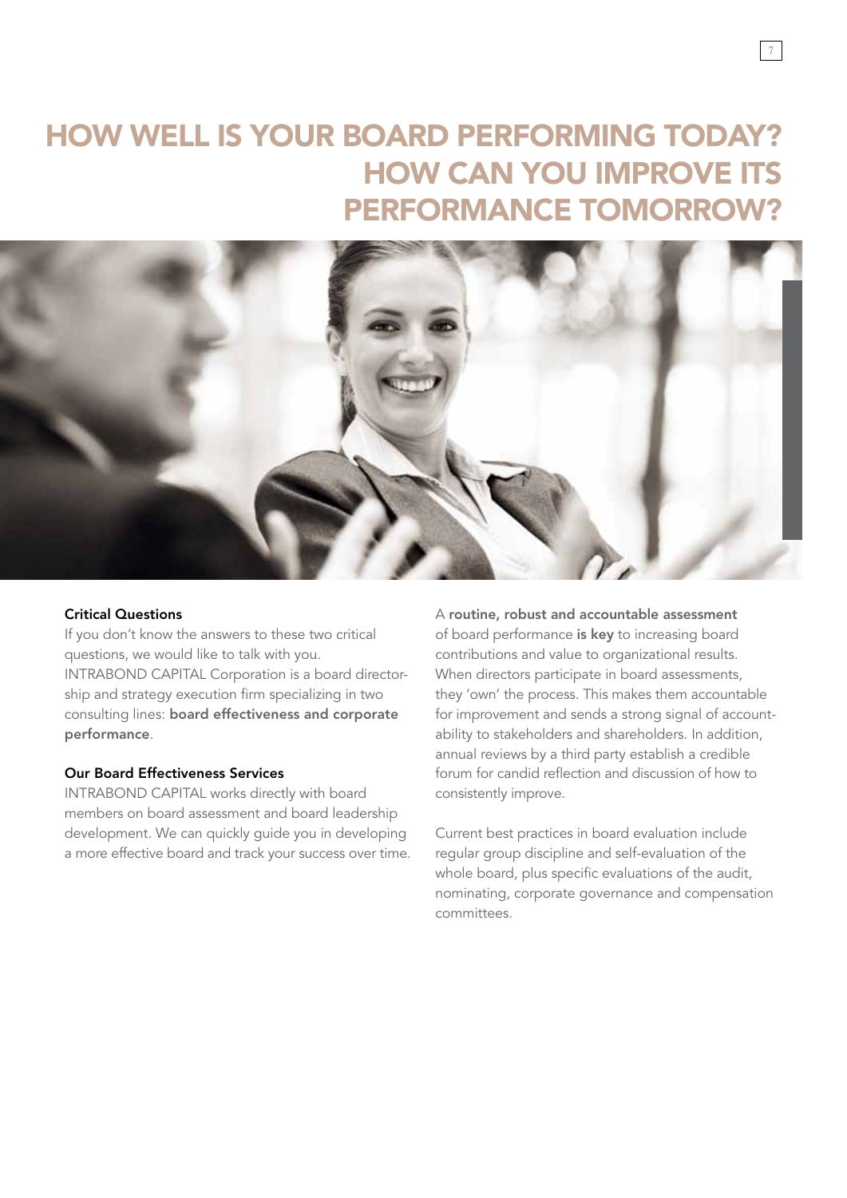# HOW WELL IS YOUR BOARD PERFORMING TODAY? HOW CAN YOU IMPROVE ITS PERFORMANCE TOMORROW?

### Critical Questions

If you don't know the answers to these two critical questions, we would like to talk with you. INTRABOND CAPITAL Corporation is a board directorship and strategy execution firm specializing in two consulting lines: **board effectiveness and corporate performance**.

### Our Board Effectiveness Services

INTRABOND CAPITAL works directly with board members on board assessment and board leadership development. We can quickly guide you in developing a more effective board and track your success over time.

A **routine, robust and accountable assessment** of board performance **is key** to increasing board contributions and value to organizational results. When directors participate in board assessments, they 'own' the process. This makes them accountable for improvement and sends a strong signal of accountability to stakeholders and shareholders. In addition, annual reviews by a third party establish a credible forum for candid reflection and discussion of how to consistently improve.

Current best practices in board evaluation include regular group discipline and self-evaluation of the whole board, plus specific evaluations of the audit, nominating, corporate governance and compensation committees.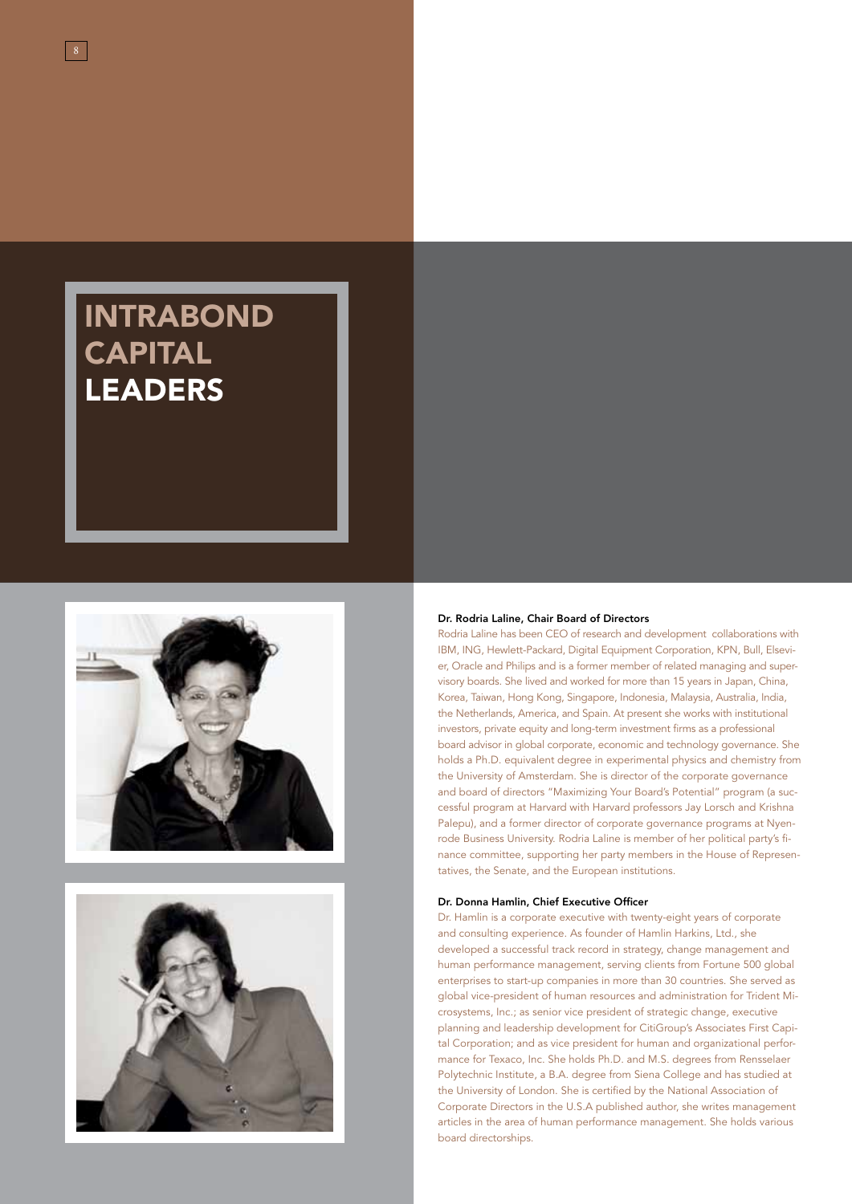# INTRABOND CAPITAL LEADERS

**Dr. Rodria Laline, Chair Board of Directors**

Rodria Laline has been CEO of research and development collaborations with IBM, ING, Hewlett-Packard, Digital Equipment Corporation, KPN, Bull, Elsevier, Oracle and Philips and is a former member of related managing and supervisory boards. She lived and worked for more than 15 years in Japan, China, Korea, Taiwan, Hong Kong, Singapore, Indonesia, Malaysia, Australia, India, the Netherlands, America, and Spain. At present she works with institutional investors, private equity and long-term investment firms as a professional board advisor in global corporate, economic and technology governance. She holds a Ph.D. equivalent degree in experimental physics and chemistry from the University of Amsterdam. She is director of the corporate governance and board of directors "Maximizing Your Board's Potential" program (a successful program at Harvard with Harvard professors Jay Lorsch and Krishna Palepu), and a former director of corporate governance programs at Nyenrode Business University. Rodria Laline is member of her political party's finance committee, supporting her party members in the House of Representatives, the Senate, and the European institutions.

**Dr. Donna Hamlin, Chief Executive Officer**

Dr. Hamlin is a corporate executive with twenty-eight years of corporate and consulting experience. As founder of Hamlin Harkins, Ltd., she developed a successful track record in strategy, change management and human performance management, serving clients from Fortune 500 global enterprises to start-up companies in more than 30 countries. She served as global vice-president of human resources and administration for Trident Microsystems, Inc.; as senior vice president of strategic change, executive planning and leadership development for CitiGroup's Associates First Capital Corporation; and as vice president for human and organizational performance for Texaco, Inc. She holds Ph.D. and M.S. degrees from Rensselaer Polytechnic Institute, a B.A. degree from Siena College and has studied at the University of London. She is certified by the National Association of Corporate Directors in the U.S.A published author, she writes management articles in the area of human performance management. She holds various board directorships.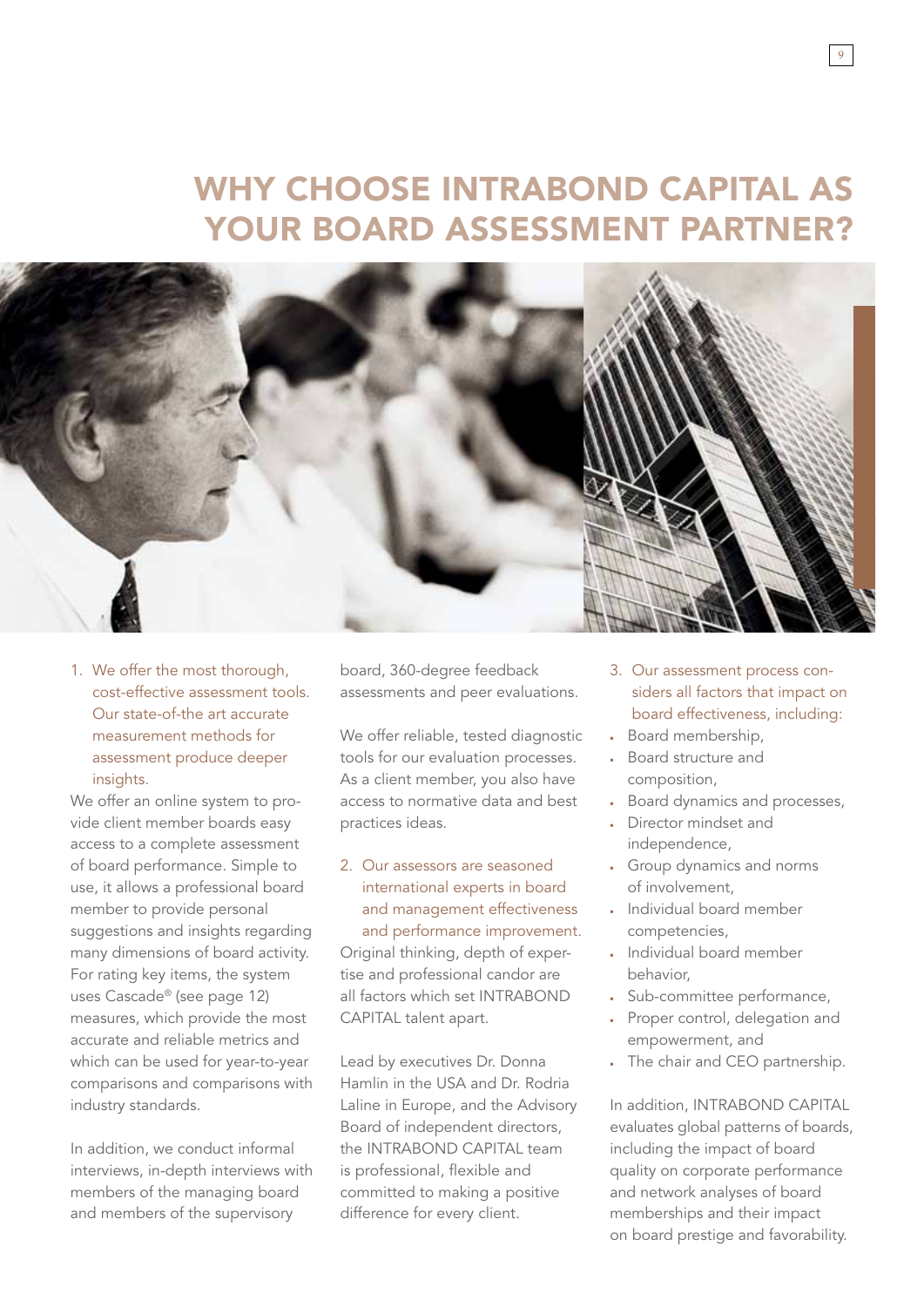# WHY CHOOSE INTRABOND CAPITAL AS YOUR BOARD ASSESSMENT PARTNER?

1. We offer the most thorough, cost-effective assessment tools. Our state-of-the art accurate measurement methods for assessment produce deeper insights.

We offer an online system to provide client member boards easy access to a complete assessment of board performance. Simple to use, it allows a professional board member to provide personal suggestions and insights regarding many dimensions of board activity. For rating key items, the system uses Cascade® (see page 12) measures, which provide the most accurate and reliable metrics and which can be used for year-to-year comparisons and comparisons with industry standards.

In addition, we conduct informal interviews, in-depth interviews with members of the managing board and members of the supervisory board, 360-degree feedback assessments and peer evaluations.

We offer reliable, tested diagnostic tools for our evaluation processes. As a client member, you also have access to normative data and best practices ideas.

2. Our assessors are seasoned international experts in board and management effectiveness and performance improvement.

Original thinking, depth of expertise and professional candor are all factors which set INTRABOND CAPITAL talent apart.

Lead by executives Dr. Donna Hamlin in the USA and Dr. Rodria Laline in Europe, and the Advisory Board of independent directors, the INTRABOND CAPITAL team is professional, flexible and committed to making a positive difference for every client.

3. Our assessment process considers all factors that impact on board effectiveness, including:

- Board membership,
- Board structure and composition,
- Board dynamics and processes,
- Director mindset and independence,
- Group dynamics and norms of involvement,
- Individual board member competencies,
- Individual board member behavior,
- Sub-committee performance,
- Proper control, delegation and empowerment, and
- The chair and CEO partnership.

In addition, INTRABOND CAPITAL evaluates global patterns of boards, including the impact of board quality on corporate performance and network analyses of board memberships and their impact on board prestige and favorability.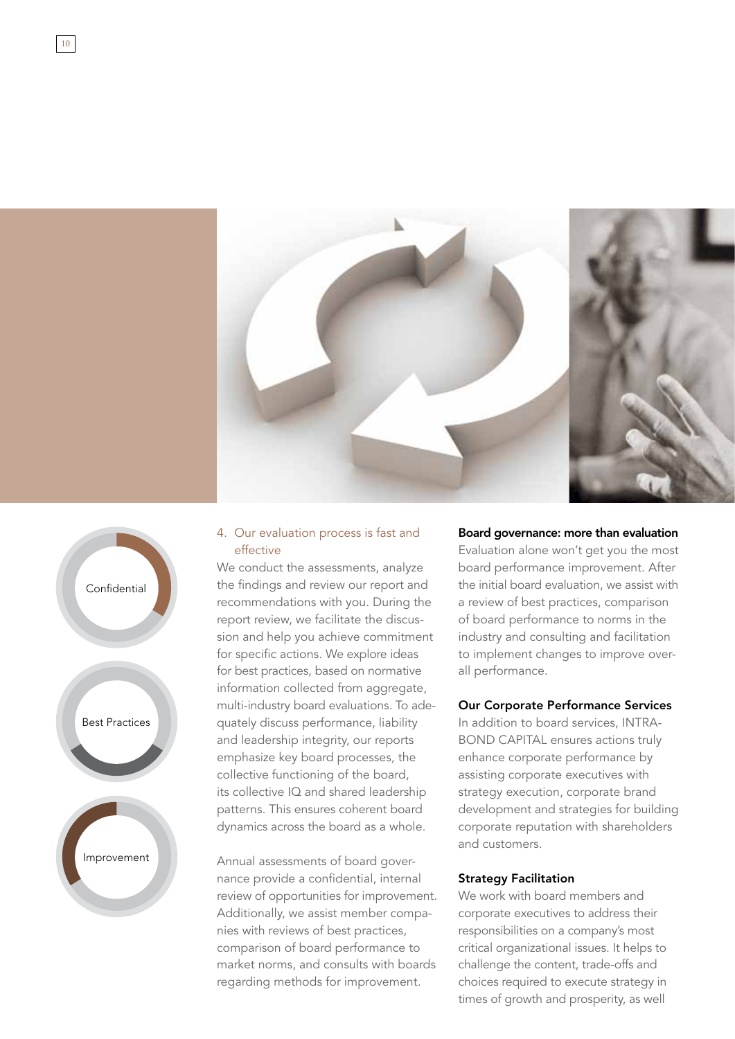Confidential

Best Practices

Improvement

4. Our evaluation process is fast and effective

We conduct the assessments, analyze the findings and review our report and recommendations with you. During the report review, we facilitate the discussion and help you achieve commitment for specific actions. We explore ideas for best practices, based on normative information collected from aggregate, multi-industry board evaluations. To adequately discuss performance, liability and leadership integrity, our reports emphasize key board processes, the collective functioning of the board, its collective IQ and shared leadership patterns. This ensures coherent board dynamics across the board as a whole.

Annual assessments of board governance provide a confidential, internal review of opportunities for improvement. Additionally, we assist member companies with reviews of best practices, comparison of board performance to market norms, and consults with boards regarding methods for improvement.

**Board governance: more than evaluation**

Evaluation alone won't get you the most board performance improvement. After the initial board evaluation, we assist with a review of best practices, comparison of board performance to norms in the industry and consulting and facilitation to implement changes to improve overall performance.

**Our Corporate Performance Services**

In addition to board services, INTRA-BOND CAPITAL ensures actions truly enhance corporate performance by assisting corporate executives with strategy execution, corporate brand development and strategies for building corporate reputation with shareholders and customers.

**Strategy Facilitation**

We work with board members and corporate executives to address their responsibilities on a company's most critical organizational issues. It helps to challenge the content, trade-offs and choices required to execute strategy in times of growth and prosperity, as well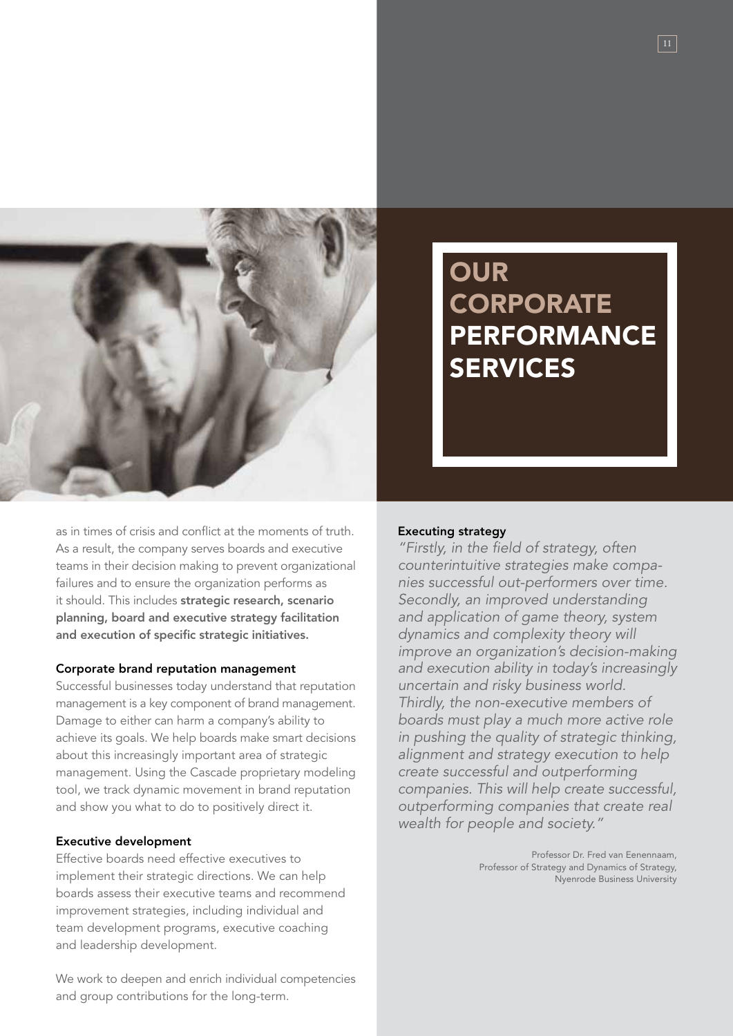# OUR CORPORATE PERFORMANCE SERVICES

as in times of crisis and conflict at the moments of truth. As a result, the company serves boards and executive teams in their decision making to prevent organizational failures and to ensure the organization performs as it should. This includes **strategic research, scenario planning, board and executive strategy facilitation and execution of specific strategic initiatives.**

### Corporate brand reputation management

Successful businesses today understand that reputation management is a key component of brand management. Damage to either can harm a company's ability to achieve its goals. We help boards make smart decisions about this increasingly important area of strategic management. Using the Cascade proprietary modeling tool, we track dynamic movement in brand reputation and show you what to do to positively direct it.

### Executive development

Effective boards need effective executives to implement their strategic directions. We can help boards assess their executive teams and recommend improvement strategies, including individual and team development programs, executive coaching and leadership development.

We work to deepen and enrich individual competencies and group contributions for the long-term.

### Executing strategy

*"Firstly, in the field of strategy, often counterintuitive strategies make companies successful out-performers over time. Secondly, an improved understanding and application of game theory, system dynamics and complexity theory will improve an organization's decision-making and execution ability in today's increasingly uncertain and risky business world. Thirdly, the non-executive members of boards must play a much more active role in pushing the quality of strategic thinking, alignment and strategy execution to help create successful and outperforming companies. This will help create successful, outperforming companies that create real wealth for people and society."*

Professor Dr. Fred van Eenennaam,
Professor of Strategy and Dynamics of Strategy,
Nyenrode Business University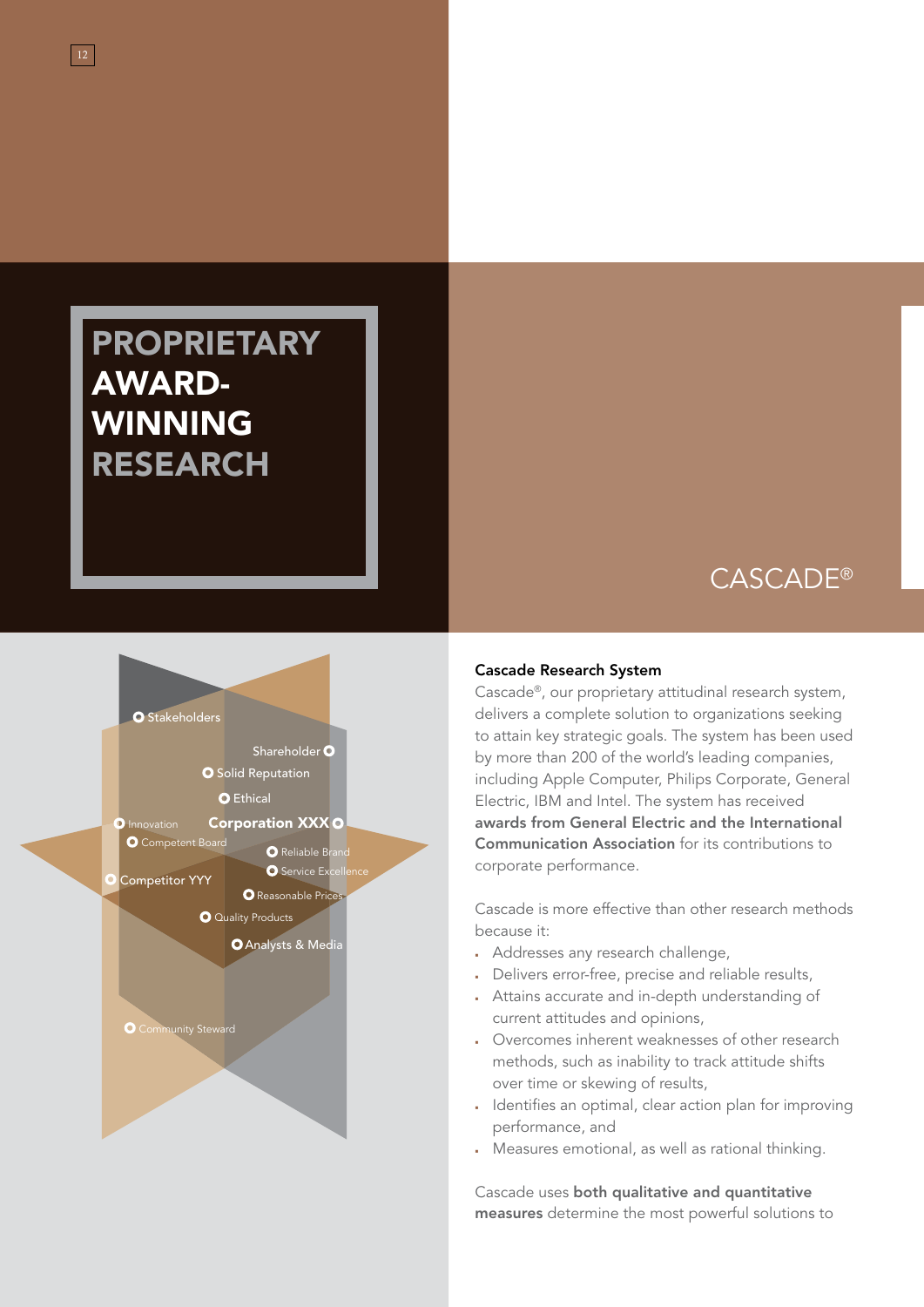# PROPRIETARY AWARD-WINNING RESEARCH

## CASCADE®

Stakeholders

Shareholder

Solid Reputation

Ethical

Innovation

Corporation XXX

Competent Board

Reliable Brand

Service Excellence

Competitor YYY

Reasonable Prices

Quality Products

Analysts & Media

Community Steward

### Cascade Research System

Cascade®, our proprietary attitudinal research system, delivers a complete solution to organizations seeking to attain key strategic goals. The system has been used by more than 200 of the world's leading companies, including Apple Computer, Philips Corporate, General Electric, IBM and Intel. The system has received **awards from General Electric and the International Communication Association** for its contributions to corporate performance.

Cascade is more effective than other research methods because it:

- Addresses any research challenge,
- Delivers error-free, precise and reliable results,
- Attains accurate and in-depth understanding of current attitudes and opinions,
- Overcomes inherent weaknesses of other research methods, such as inability to track attitude shifts over time or skewing of results,
- Identifies an optimal, clear action plan for improving performance, and
- Measures emotional, as well as rational thinking.

Cascade uses **both qualitative and quantitative measures** determine the most powerful solutions to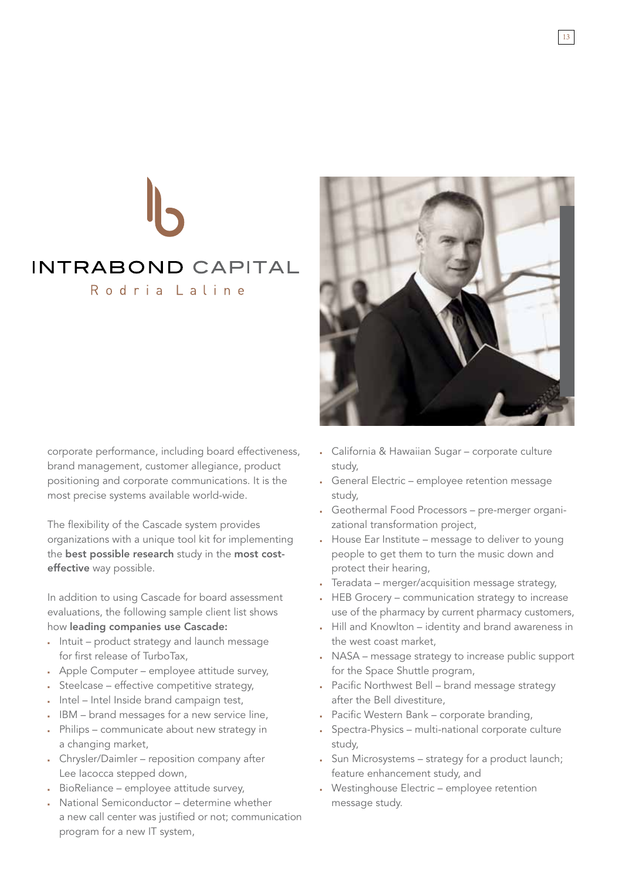# INTRABOND CAPITAL

Rodria Laline

corporate performance, including board effectiveness, brand management, customer allegiance, product positioning and corporate communications. It is the most precise systems available world-wide.

The flexibility of the Cascade system provides organizations with a unique tool kit for implementing the **best possible research** study in the **most cost-effective** way possible.

In addition to using Cascade for board assessment evaluations, the following sample client list shows how **leading companies use Cascade:**

- Intuit – product strategy and launch message for first release of TurboTax,
- Apple Computer – employee attitude survey,
- Steelcase – effective competitive strategy,
- Intel – Intel Inside brand campaign test,
- IBM – brand messages for a new service line,
- Philips – communicate about new strategy in a changing market,
- Chrysler/Daimler – reposition company after Lee Iacocca stepped down,
- BioReliance – employee attitude survey,
- National Semiconductor – determine whether a new call center was justified or not; communication program for a new IT system,
- California & Hawaiian Sugar – corporate culture study,
- General Electric – employee retention message study,
- Geothermal Food Processors – pre-merger organizational transformation project,
- House Ear Institute – message to deliver to young people to get them to turn the music down and protect their hearing,
- Teradata – merger/acquisition message strategy,
- HEB Grocery – communication strategy to increase use of the pharmacy by current pharmacy customers,
- Hill and Knowlton – identity and brand awareness in the west coast market,
- NASA – message strategy to increase public support for the Space Shuttle program,
- Pacific Northwest Bell – brand message strategy after the Bell divestiture,
- Pacific Western Bank – corporate branding,
- Spectra-Physics – multi-national corporate culture study,
- Sun Microsystems – strategy for a product launch; feature enhancement study, and
- Westinghouse Electric – employee retention message study.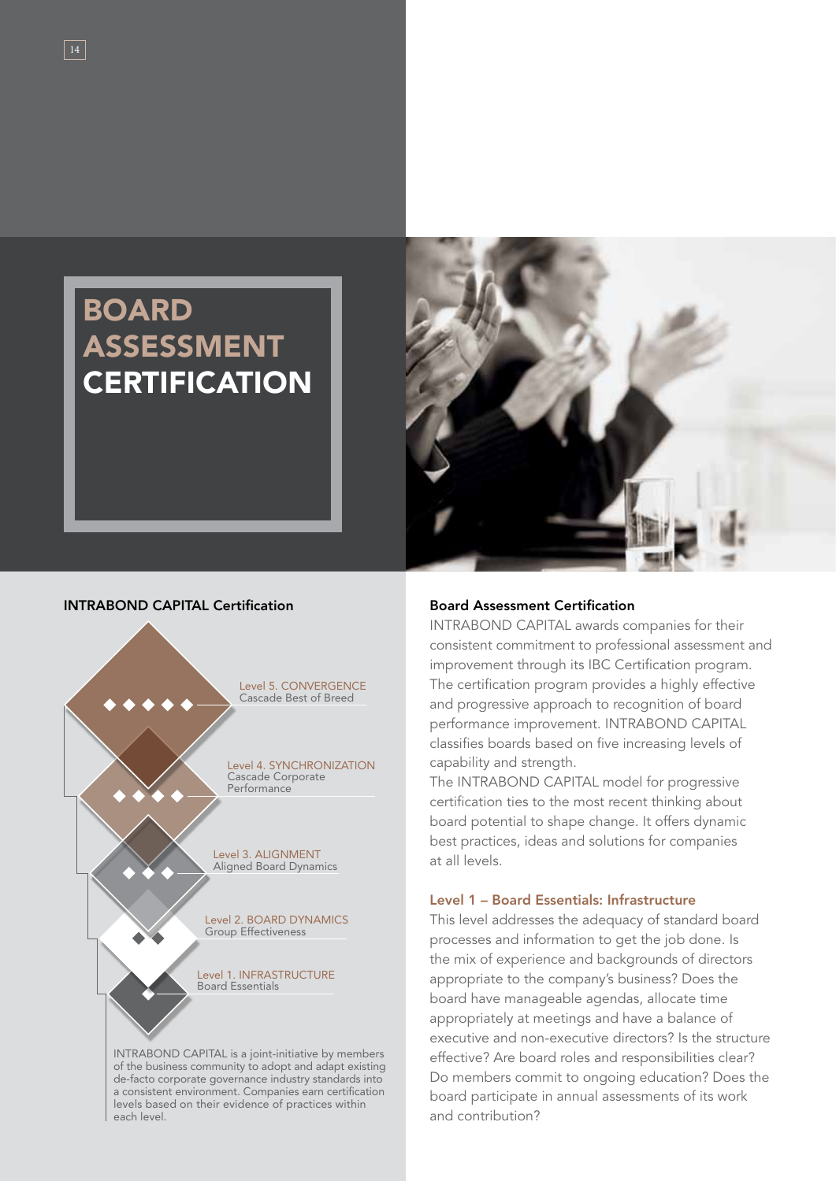# BOARD ASSESSMENT CERTIFICATION

## INTRABOND CAPITAL Certification

Level 5. CONVERGENCE
Cascade Best of Breed

Level 4. SYNCHRONIZATION
Cascade Corporate Performance

Level 3. ALIGNMENT
Aligned Board Dynamics

Level 2. BOARD DYNAMICS
Group Effectiveness

Level 1. INFRASTRUCTURE
Board Essentials

INTRABOND CAPITAL is a joint-initiative by members of the business community to adopt and adapt existing de-facto corporate governance industry standards into a consistent environment. Companies earn certification levels based on their evidence of practices within each level.

## Board Assessment Certification

INTRABOND CAPITAL awards companies for their consistent commitment to professional assessment and improvement through its IBC Certification program. The certification program provides a highly effective and progressive approach to recognition of board performance improvement. INTRABOND CAPITAL classifies boards based on five increasing levels of capability and strength.

The INTRABOND CAPITAL model for progressive certification ties to the most recent thinking about board potential to shape change. It offers dynamic best practices, ideas and solutions for companies at all levels.

### Level 1 – Board Essentials: Infrastructure

This level addresses the adequacy of standard board processes and information to get the job done. Is the mix of experience and backgrounds of directors appropriate to the company's business? Does the board have manageable agendas, allocate time appropriately at meetings and have a balance of executive and non-executive directors? Is the structure effective? Are board roles and responsibilities clear? Do members commit to ongoing education? Does the board participate in annual assessments of its work and contribution?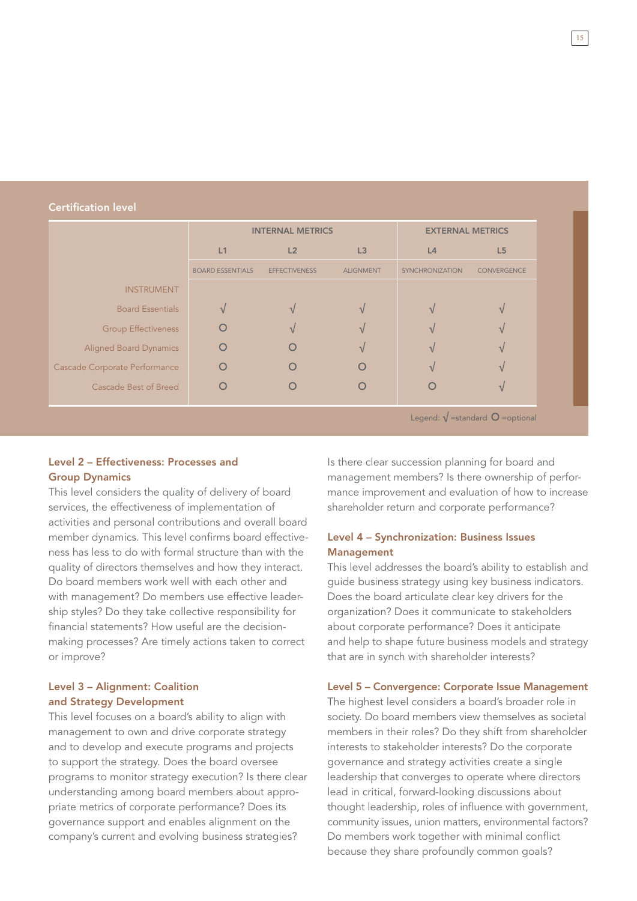## Certification level

| | INTERNAL METRICS | | | EXTERNAL METRICS | |
|---|---|---|---|---|---|
| | L1 | L2 | L3 | L4 | L5 |
| | BOARD ESSENTIALS | EFFECTIVENESS | ALIGNMENT | SYNCHRONIZATION | CONVERGENCE |
| INSTRUMENT | | | | | |
| Board Essentials | √ | √ | √ | √ | √ |
| Group Effectiveness | O | √ | √ | √ | √ |
| Aligned Board Dynamics | O | O | √ | √ | √ |
| Cascade Corporate Performance | O | O | O | √ | √ |
| Cascade Best of Breed | O | O | O | O | √ |

Legend: √ =standard O =optional

### Level 2 – Effectiveness: Processes and Group Dynamics

This level considers the quality of delivery of board services, the effectiveness of implementation of activities and personal contributions and overall board member dynamics. This level confirms board effectiveness has less to do with formal structure than with the quality of directors themselves and how they interact. Do board members work well with each other and with management? Do members use effective leadership styles? Do they take collective responsibility for financial statements? How useful are the decision-making processes? Are timely actions taken to correct or improve?

### Level 3 – Alignment: Coalition and Strategy Development

This level focuses on a board's ability to align with management to own and drive corporate strategy and to develop and execute programs and projects to support the strategy. Does the board oversee programs to monitor strategy execution? Is there clear understanding among board members about appropriate metrics of corporate performance? Does its governance support and enables alignment on the company's current and evolving business strategies?

Is there clear succession planning for board and management members? Is there ownership of performance improvement and evaluation of how to increase shareholder return and corporate performance?

### Level 4 – Synchronization: Business Issues Management

This level addresses the board's ability to establish and guide business strategy using key business indicators. Does the board articulate clear key drivers for the organization? Does it communicate to stakeholders about corporate performance? Does it anticipate and help to shape future business models and strategy that are in synch with shareholder interests?

### Level 5 – Convergence: Corporate Issue Management

The highest level considers a board's broader role in society. Do board members view themselves as societal members in their roles? Do they shift from shareholder interests to stakeholder interests? Do the corporate governance and strategy activities create a single leadership that converges to operate where directors lead in critical, forward-looking discussions about thought leadership, roles of influence with government, community issues, union matters, environmental factors? Do members work together with minimal conflict because they share profoundly common goals?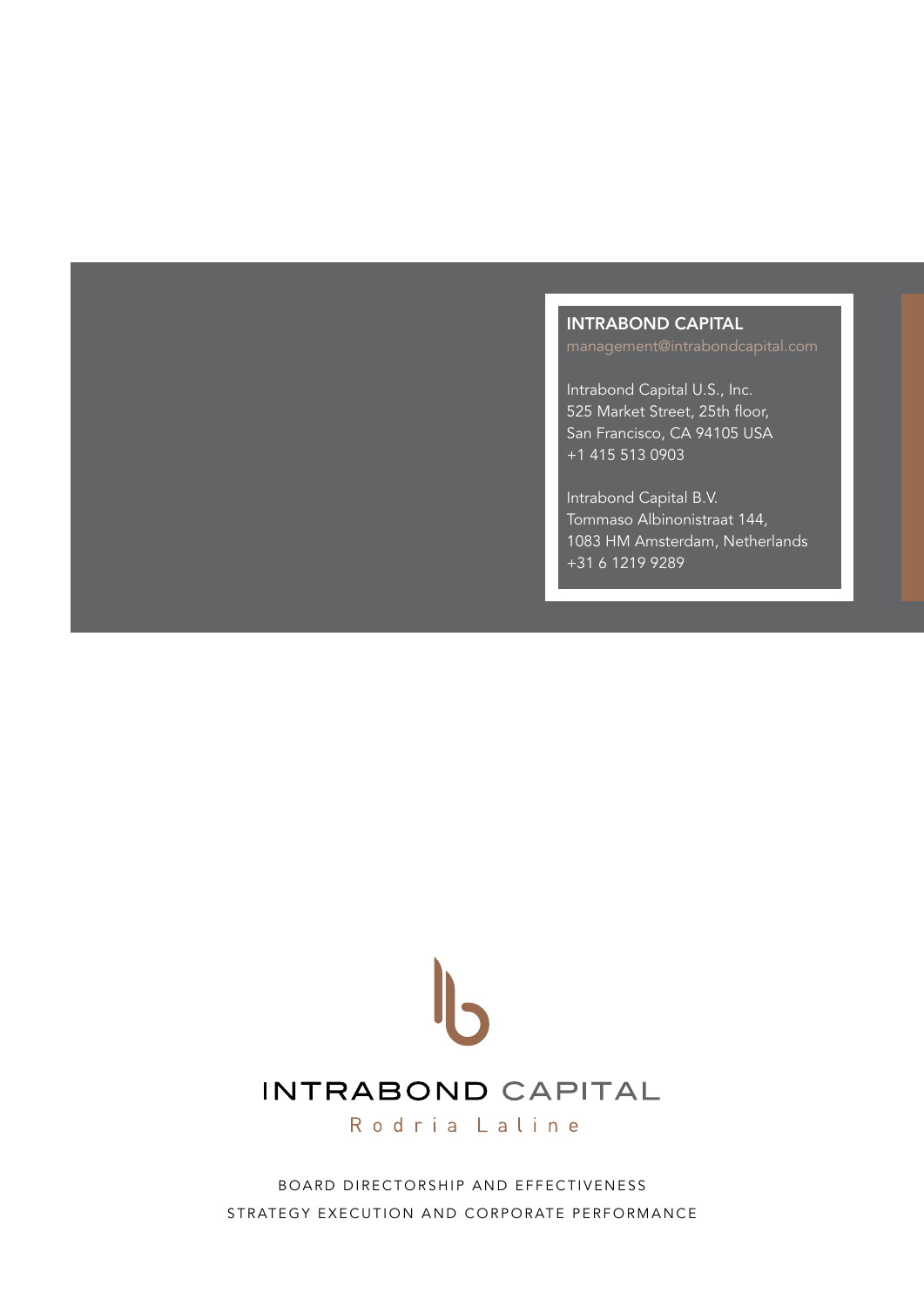**INTRABOND CAPITAL**
management@intrabondcapital.com

Intrabond Capital U.S., Inc.
525 Market Street, 25th floor,
San Francisco, CA 94105 USA
+1 415 513 0903

Intrabond Capital B.V.
Tommaso Albinonistraat 144,
1083 HM Amsterdam, Netherlands
+31 6 1219 9289

INTRABOND CAPITAL

Rodria Laline

BOARD DIRECTORSHIP AND EFFECTIVENESS

STRATEGY EXECUTION AND CORPORATE PERFORMANCE